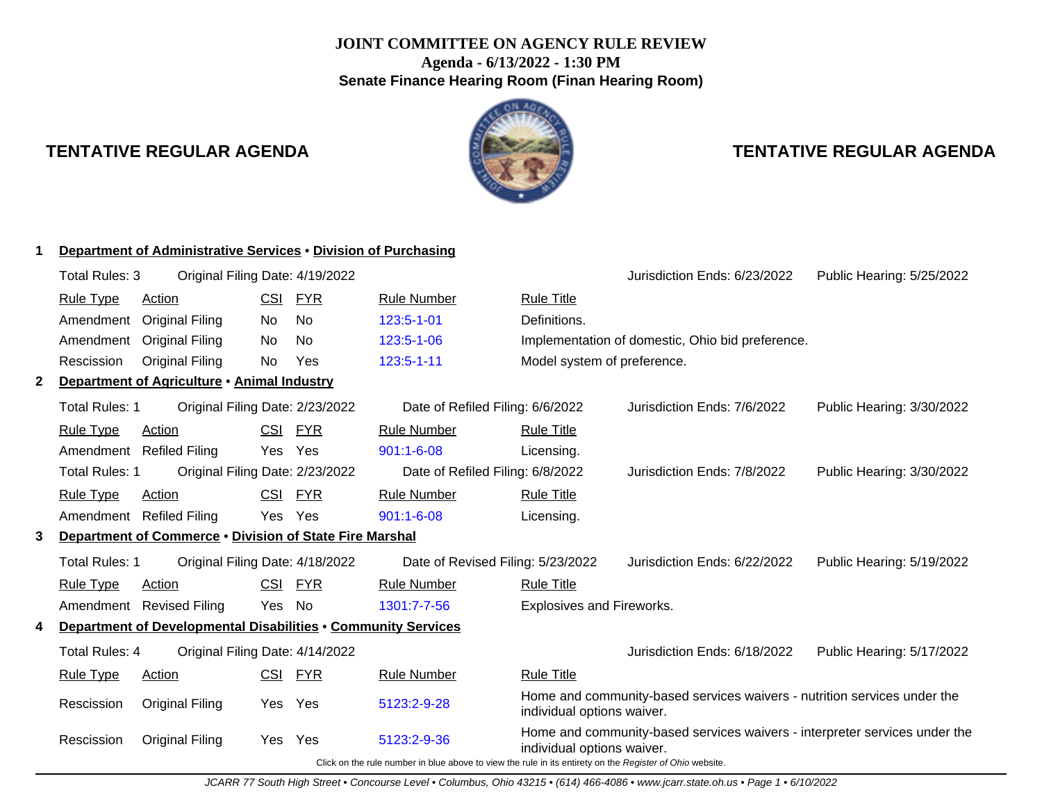**JOINT COMMITTEE ON AGENCY RULE REVIEW**
**Agenda - 6/13/2022 - 1:30 PM**
**Senate Finance Hearing Room (Finan Hearing Room)**

## TENTATIVE REGULAR AGENDA

### 1 Department of Administrative Services • Division of Purchasing

Total Rules: 3 | Original Filing Date: 4/19/2022 | Jurisdiction Ends: 6/23/2022 | Public Hearing: 5/25/2022

| Rule Type | Action | CSI | FYR | Rule Number | Rule Title |
|---|---|---|---|---|---|
| Amendment | Original Filing | No | No | 123:5-1-01 | Definitions. |
| Amendment | Original Filing | No | No | 123:5-1-06 | Implementation of domestic, Ohio bid preference. |
| Rescission | Original Filing | No | Yes | 123:5-1-11 | Model system of preference. |

### 2 Department of Agriculture • Animal Industry

Total Rules: 1 | Original Filing Date: 2/23/2022 | Date of Refiled Filing: 6/6/2022 | Jurisdiction Ends: 7/6/2022 | Public Hearing: 3/30/2022

| Rule Type | Action | CSI | FYR | Rule Number | Rule Title |
|---|---|---|---|---|---|
| Amendment | Refiled Filing | Yes | Yes | 901:1-6-08 | Licensing. |

Total Rules: 1 | Original Filing Date: 2/23/2022 | Date of Refiled Filing: 6/8/2022 | Jurisdiction Ends: 7/8/2022 | Public Hearing: 3/30/2022

| Rule Type | Action | CSI | FYR | Rule Number | Rule Title |
|---|---|---|---|---|---|
| Amendment | Refiled Filing | Yes | Yes | 901:1-6-08 | Licensing. |

### 3 Department of Commerce • Division of State Fire Marshal

Total Rules: 1 | Original Filing Date: 4/18/2022 | Date of Revised Filing: 5/23/2022 | Jurisdiction Ends: 6/22/2022 | Public Hearing: 5/19/2022

| Rule Type | Action | CSI | FYR | Rule Number | Rule Title |
|---|---|---|---|---|---|
| Amendment | Revised Filing | Yes | No | 1301:7-7-56 | Explosives and Fireworks. |

### 4 Department of Developmental Disabilities • Community Services

Total Rules: 4 | Original Filing Date: 4/14/2022 | Jurisdiction Ends: 6/18/2022 | Public Hearing: 5/17/2022

| Rule Type | Action | CSI | FYR | Rule Number | Rule Title |
|---|---|---|---|---|---|
| Rescission | Original Filing | Yes | Yes | 5123:2-9-28 | Home and community-based services waivers - nutrition services under the individual options waiver. |
| Rescission | Original Filing | Yes | Yes | 5123:2-9-36 | Home and community-based services waivers - interpreter services under the individual options waiver. |

Click on the rule number in blue above to view the rule in its entirety on the *Register of Ohio* website.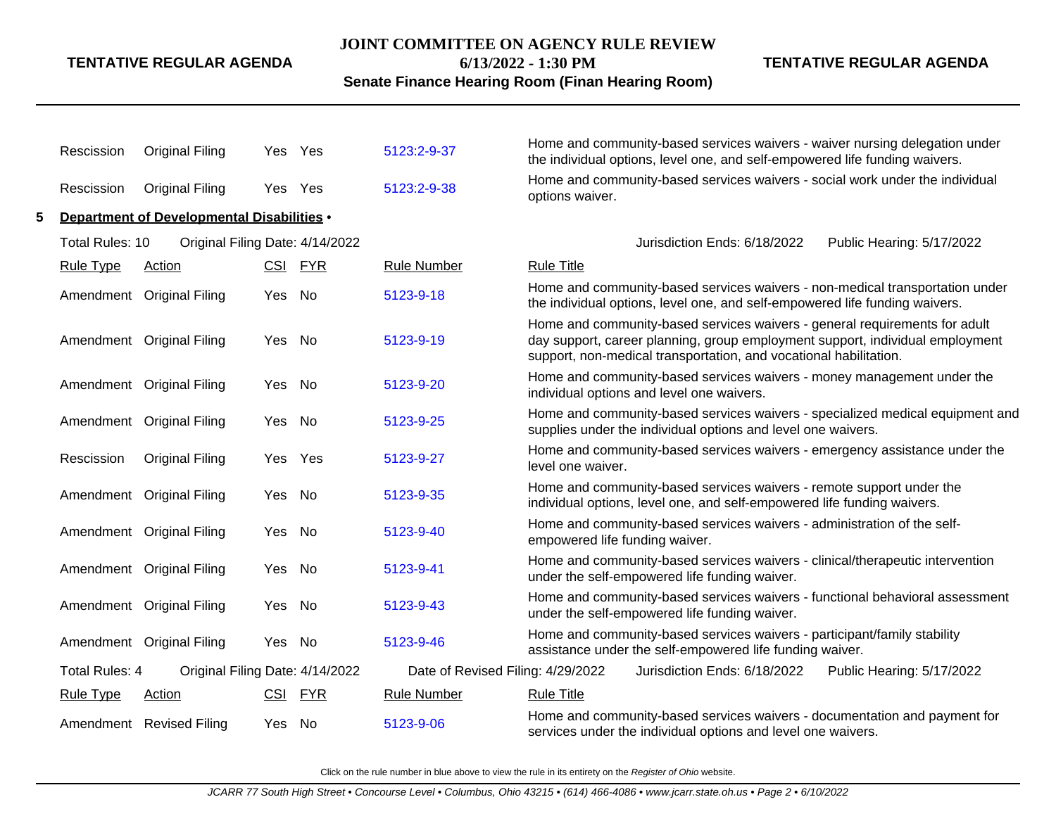| Rule Type | Action | CSI | FYR | Rule Number | Rule Title |
|---|---|---|---|---|---|
| Rescission | Original Filing | Yes | Yes | 5123:2-9-37 | Home and community-based services waivers - waiver nursing delegation under the individual options, level one, and self-empowered life funding waivers. |
| Rescission | Original Filing | Yes | Yes | 5123:2-9-38 | Home and community-based services waivers - social work under the individual options waiver. |

## 5 Department of Developmental Disabilities •

Total Rules: 10 | Original Filing Date: 4/14/2022 | Jurisdiction Ends: 6/18/2022 | Public Hearing: 5/17/2022

| Rule Type | Action | CSI | FYR | Rule Number | Rule Title |
|---|---|---|---|---|---|
| Amendment | Original Filing | Yes | No | 5123-9-18 | Home and community-based services waivers - non-medical transportation under the individual options, level one, and self-empowered life funding waivers. |
| Amendment | Original Filing | Yes | No | 5123-9-19 | Home and community-based services waivers - general requirements for adult day support, career planning, group employment support, individual employment support, non-medical transportation, and vocational habilitation. |
| Amendment | Original Filing | Yes | No | 5123-9-20 | Home and community-based services waivers - money management under the individual options and level one waivers. |
| Amendment | Original Filing | Yes | No | 5123-9-25 | Home and community-based services waivers - specialized medical equipment and supplies under the individual options and level one waivers. |
| Rescission | Original Filing | Yes | Yes | 5123-9-27 | Home and community-based services waivers - emergency assistance under the level one waiver. |
| Amendment | Original Filing | Yes | No | 5123-9-35 | Home and community-based services waivers - remote support under the individual options, level one, and self-empowered life funding waivers. |
| Amendment | Original Filing | Yes | No | 5123-9-40 | Home and community-based services waivers - administration of the self-empowered life funding waiver. |
| Amendment | Original Filing | Yes | No | 5123-9-41 | Home and community-based services waivers - clinical/therapeutic intervention under the self-empowered life funding waiver. |
| Amendment | Original Filing | Yes | No | 5123-9-43 | Home and community-based services waivers - functional behavioral assessment under the self-empowered life funding waiver. |
| Amendment | Original Filing | Yes | No | 5123-9-46 | Home and community-based services waivers - participant/family stability assistance under the self-empowered life funding waiver. |

Total Rules: 4 | Original Filing Date: 4/14/2022 | Date of Revised Filing: 4/29/2022 | Jurisdiction Ends: 6/18/2022 | Public Hearing: 5/17/2022

| Rule Type | Action | CSI | FYR | Rule Number | Rule Title |
|---|---|---|---|---|---|
| Amendment | Revised Filing | Yes | No | 5123-9-06 | Home and community-based services waivers - documentation and payment for services under the individual options and level one waivers. |

Click on the rule number in blue above to view the rule in its entirety on the *Register of Ohio* website.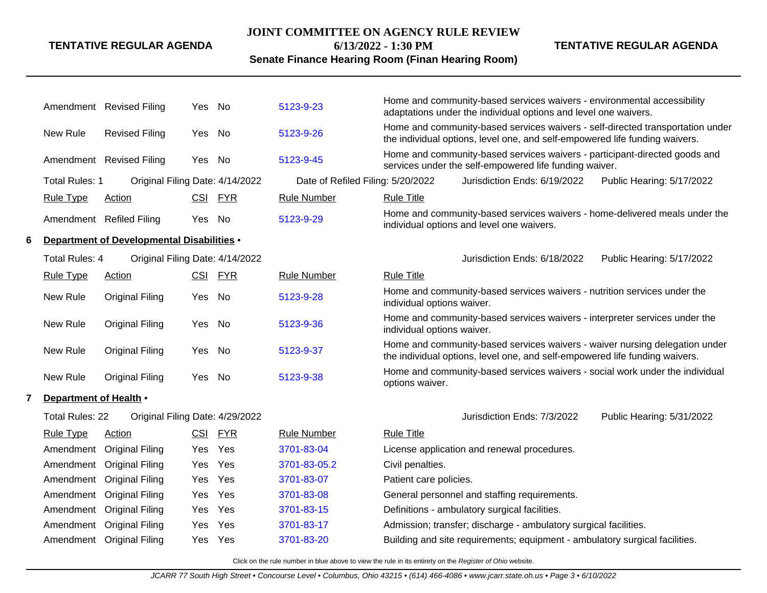| Rule Type | Action | CSI | FYR | Rule Number | Rule Title |
|---|---|---|---|---|---|
| Amendment | Revised Filing | Yes | No | 5123-9-23 | Home and community-based services waivers - environmental accessibility adaptations under the individual options and level one waivers. |
| New Rule | Revised Filing | Yes | No | 5123-9-26 | Home and community-based services waivers - self-directed transportation under the individual options, level one, and self-empowered life funding waivers. |
| Amendment | Revised Filing | Yes | No | 5123-9-45 | Home and community-based services waivers - participant-directed goods and services under the self-empowered life funding waiver. |

Total Rules: 1 Original Filing Date: 4/14/2022 Date of Refiled Filing: 5/20/2022 Jurisdiction Ends: 6/19/2022 Public Hearing: 5/17/2022

| Rule Type | Action | CSI | FYR | Rule Number | Rule Title |
|---|---|---|---|---|---|
| Amendment | Refiled Filing | Yes | No | 5123-9-29 | Home and community-based services waivers - home-delivered meals under the individual options and level one waivers. |

## 6 Department of Developmental Disabilities •

Total Rules: 4 Original Filing Date: 4/14/2022 Jurisdiction Ends: 6/18/2022 Public Hearing: 5/17/2022

| Rule Type | Action | CSI | FYR | Rule Number | Rule Title |
|---|---|---|---|---|---|
| New Rule | Original Filing | Yes | No | 5123-9-28 | Home and community-based services waivers - nutrition services under the individual options waiver. |
| New Rule | Original Filing | Yes | No | 5123-9-36 | Home and community-based services waivers - interpreter services under the individual options waiver. |
| New Rule | Original Filing | Yes | No | 5123-9-37 | Home and community-based services waivers - waiver nursing delegation under the individual options, level one, and self-empowered life funding waivers. |
| New Rule | Original Filing | Yes | No | 5123-9-38 | Home and community-based services waivers - social work under the individual options waiver. |

## 7 Department of Health •

Total Rules: 22 Original Filing Date: 4/29/2022 Jurisdiction Ends: 7/3/2022 Public Hearing: 5/31/2022

| Rule Type | Action | CSI | FYR | Rule Number | Rule Title |
|---|---|---|---|---|---|
| Amendment | Original Filing | Yes | Yes | 3701-83-04 | License application and renewal procedures. |
| Amendment | Original Filing | Yes | Yes | 3701-83-05.2 | Civil penalties. |
| Amendment | Original Filing | Yes | Yes | 3701-83-07 | Patient care policies. |
| Amendment | Original Filing | Yes | Yes | 3701-83-08 | General personnel and staffing requirements. |
| Amendment | Original Filing | Yes | Yes | 3701-83-15 | Definitions - ambulatory surgical facilities. |
| Amendment | Original Filing | Yes | Yes | 3701-83-17 | Admission; transfer; discharge - ambulatory surgical facilities. |
| Amendment | Original Filing | Yes | Yes | 3701-83-20 | Building and site requirements; equipment - ambulatory surgical facilities. |

Click on the rule number in blue above to view the rule in its entirety on the *Register of Ohio* website.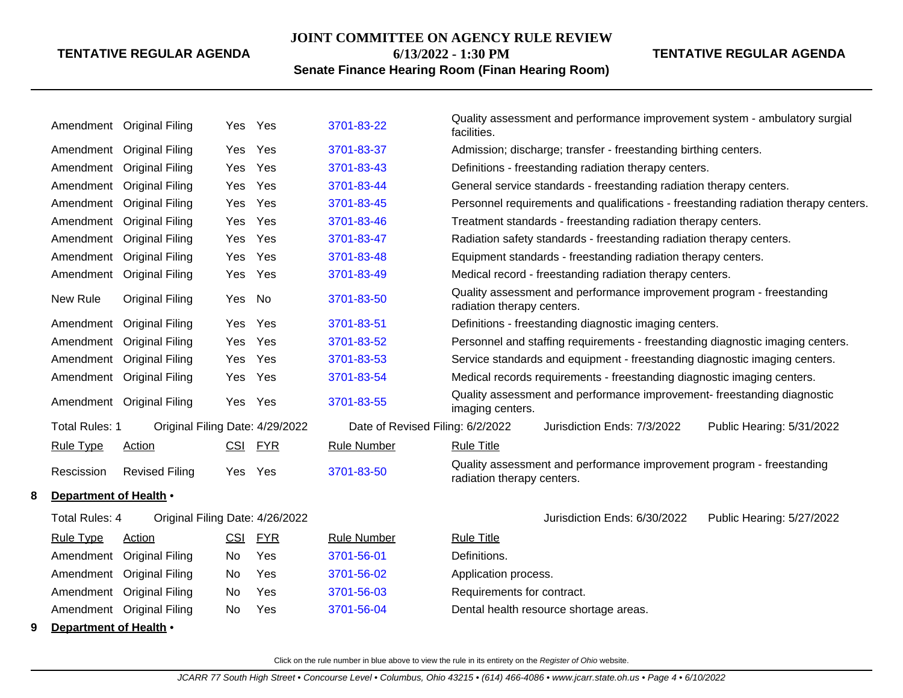| Rule Type | Action | CSI | FYR | Rule Number | Rule Title |
|---|---|---|---|---|---|
| Amendment | Original Filing | Yes | Yes | 3701-83-22 | Quality assessment and performance improvement system - ambulatory surgial facilities. |
| Amendment | Original Filing | Yes | Yes | 3701-83-37 | Admission; discharge; transfer - freestanding birthing centers. |
| Amendment | Original Filing | Yes | Yes | 3701-83-43 | Definitions - freestanding radiation therapy centers. |
| Amendment | Original Filing | Yes | Yes | 3701-83-44 | General service standards - freestanding radiation therapy centers. |
| Amendment | Original Filing | Yes | Yes | 3701-83-45 | Personnel requirements and qualifications - freestanding radiation therapy centers. |
| Amendment | Original Filing | Yes | Yes | 3701-83-46 | Treatment standards - freestanding radiation therapy centers. |
| Amendment | Original Filing | Yes | Yes | 3701-83-47 | Radiation safety standards - freestanding radiation therapy centers. |
| Amendment | Original Filing | Yes | Yes | 3701-83-48 | Equipment standards - freestanding radiation therapy centers. |
| Amendment | Original Filing | Yes | Yes | 3701-83-49 | Medical record - freestanding radiation therapy centers. |
| New Rule | Original Filing | Yes | No | 3701-83-50 | Quality assessment and performance improvement program - freestanding radiation therapy centers. |
| Amendment | Original Filing | Yes | Yes | 3701-83-51 | Definitions - freestanding diagnostic imaging centers. |
| Amendment | Original Filing | Yes | Yes | 3701-83-52 | Personnel and staffing requirements - freestanding diagnostic imaging centers. |
| Amendment | Original Filing | Yes | Yes | 3701-83-53 | Service standards and equipment - freestanding diagnostic imaging centers. |
| Amendment | Original Filing | Yes | Yes | 3701-83-54 | Medical records requirements - freestanding diagnostic imaging centers. |
| Amendment | Original Filing | Yes | Yes | 3701-83-55 | Quality assessment and performance improvement- freestanding diagnostic imaging centers. |

Total Rules: 1 | Original Filing Date: 4/29/2022 | Date of Revised Filing: 6/2/2022 | Jurisdiction Ends: 7/3/2022 | Public Hearing: 5/31/2022

| Rule Type | Action | CSI | FYR | Rule Number | Rule Title |
|---|---|---|---|---|---|
| Rescission | Revised Filing | Yes | Yes | 3701-83-50 | Quality assessment and performance improvement program - freestanding radiation therapy centers. |

**8 Department of Health** •

Total Rules: 4 | Original Filing Date: 4/26/2022 | Jurisdiction Ends: 6/30/2022 | Public Hearing: 5/27/2022

| Rule Type | Action | CSI | FYR | Rule Number | Rule Title |
|---|---|---|---|---|---|
| Amendment | Original Filing | No | Yes | 3701-56-01 | Definitions. |
| Amendment | Original Filing | No | Yes | 3701-56-02 | Application process. |
| Amendment | Original Filing | No | Yes | 3701-56-03 | Requirements for contract. |
| Amendment | Original Filing | No | Yes | 3701-56-04 | Dental health resource shortage areas. |

**9 Department of Health** •

Click on the rule number in blue above to view the rule in its entirety on the *Register of Ohio* website.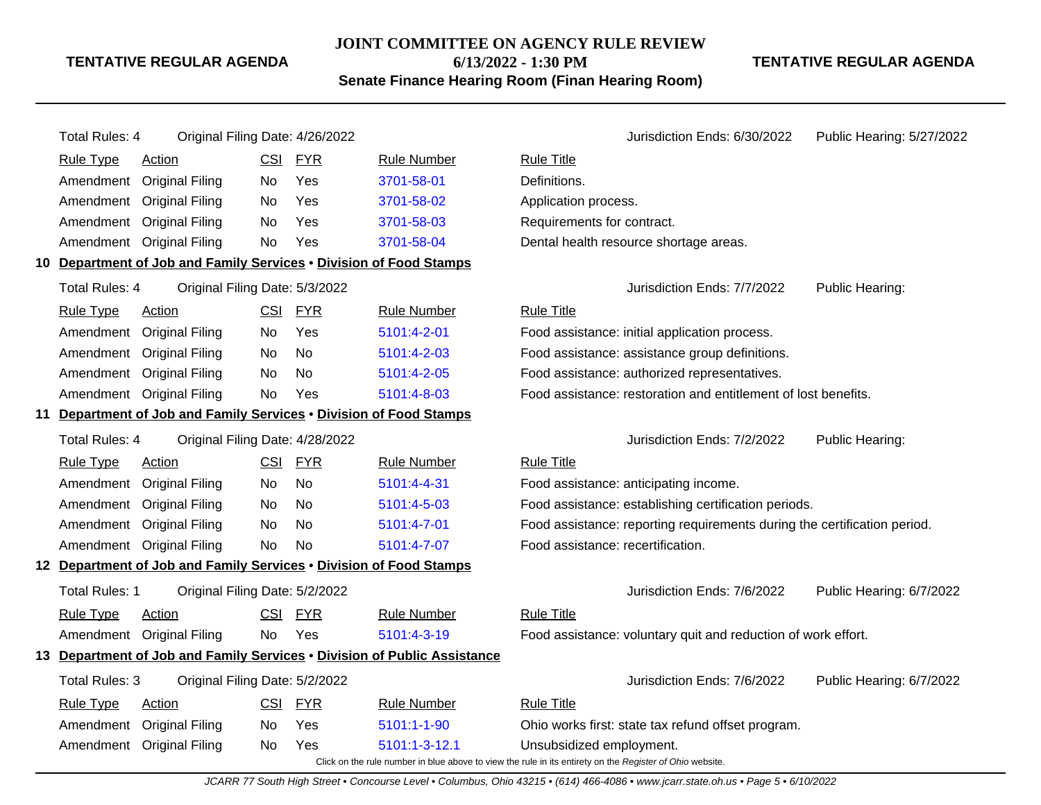Total Rules: 4 Original Filing Date: 4/26/2022 Jurisdiction Ends: 6/30/2022 Public Hearing: 5/27/2022

| Rule Type | Action | CSI | FYR | Rule Number | Rule Title |
|---|---|---|---|---|---|
| Amendment | Original Filing | No | Yes | 3701-58-01 | Definitions. |
| Amendment | Original Filing | No | Yes | 3701-58-02 | Application process. |
| Amendment | Original Filing | No | Yes | 3701-58-03 | Requirements for contract. |
| Amendment | Original Filing | No | Yes | 3701-58-04 | Dental health resource shortage areas. |

**10 Department of Job and Family Services • Division of Food Stamps**

Total Rules: 4 Original Filing Date: 5/3/2022 Jurisdiction Ends: 7/7/2022 Public Hearing:

| Rule Type | Action | CSI | FYR | Rule Number | Rule Title |
|---|---|---|---|---|---|
| Amendment | Original Filing | No | Yes | 5101:4-2-01 | Food assistance: initial application process. |
| Amendment | Original Filing | No | No | 5101:4-2-03 | Food assistance: assistance group definitions. |
| Amendment | Original Filing | No | No | 5101:4-2-05 | Food assistance: authorized representatives. |
| Amendment | Original Filing | No | Yes | 5101:4-8-03 | Food assistance: restoration and entitlement of lost benefits. |

**11 Department of Job and Family Services • Division of Food Stamps**

Total Rules: 4 Original Filing Date: 4/28/2022 Jurisdiction Ends: 7/2/2022 Public Hearing:

| Rule Type | Action | CSI | FYR | Rule Number | Rule Title |
|---|---|---|---|---|---|
| Amendment | Original Filing | No | No | 5101:4-4-31 | Food assistance: anticipating income. |
| Amendment | Original Filing | No | No | 5101:4-5-03 | Food assistance: establishing certification periods. |
| Amendment | Original Filing | No | No | 5101:4-7-01 | Food assistance: reporting requirements during the certification period. |
| Amendment | Original Filing | No | No | 5101:4-7-07 | Food assistance: recertification. |

**12 Department of Job and Family Services • Division of Food Stamps**

Total Rules: 1 Original Filing Date: 5/2/2022 Jurisdiction Ends: 7/6/2022 Public Hearing: 6/7/2022

| Rule Type | Action | CSI | FYR | Rule Number | Rule Title |
|---|---|---|---|---|---|
| Amendment | Original Filing | No | Yes | 5101:4-3-19 | Food assistance: voluntary quit and reduction of work effort. |

**13 Department of Job and Family Services • Division of Public Assistance**

Total Rules: 3 Original Filing Date: 5/2/2022 Jurisdiction Ends: 7/6/2022 Public Hearing: 6/7/2022

| Rule Type | Action | CSI | FYR | Rule Number | Rule Title |
|---|---|---|---|---|---|
| Amendment | Original Filing | No | Yes | 5101:1-1-90 | Ohio works first: state tax refund offset program. |
| Amendment | Original Filing | No | Yes | 5101:1-3-12.1 | Unsubsidized employment. |

Click on the rule number in blue above to view the rule in its entirety on the *Register of Ohio* website.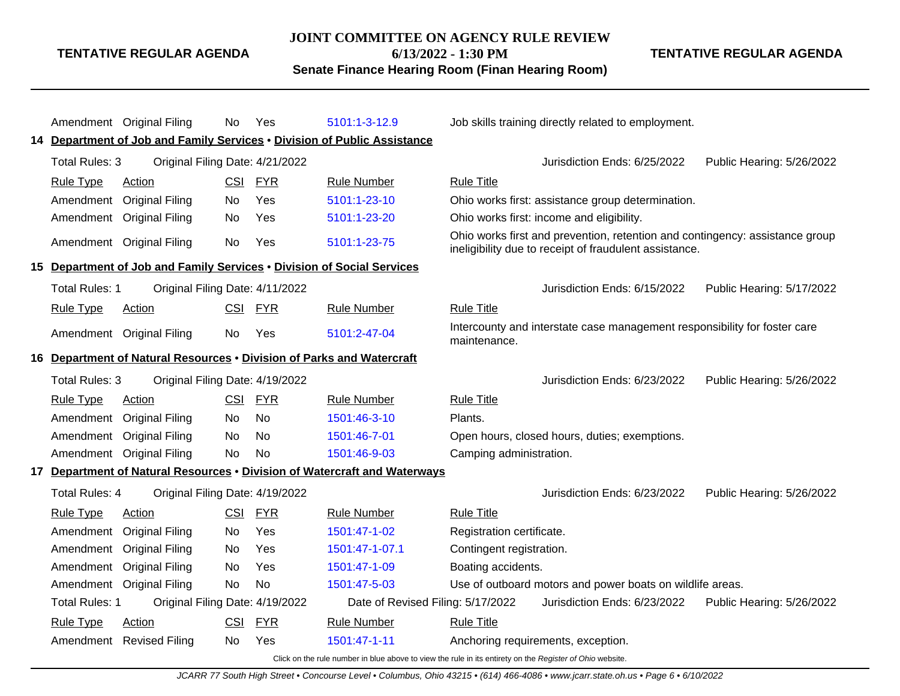| Rule Type | Action | CSI | FYR | Rule Number | Rule Title |
|---|---|---|---|---|---|
| Amendment | Original Filing | No | Yes | 5101:1-3-12.9 | Job skills training directly related to employment. |

## 14 Department of Job and Family Services • Division of Public Assistance

Total Rules: 3 | Original Filing Date: 4/21/2022 | Jurisdiction Ends: 6/25/2022 | Public Hearing: 5/26/2022

| Rule Type | Action | CSI | FYR | Rule Number | Rule Title |
|---|---|---|---|---|---|
| Amendment | Original Filing | No | Yes | 5101:1-23-10 | Ohio works first: assistance group determination. |
| Amendment | Original Filing | No | Yes | 5101:1-23-20 | Ohio works first: income and eligibility. |
| Amendment | Original Filing | No | Yes | 5101:1-23-75 | Ohio works first and prevention, retention and contingency: assistance group ineligibility due to receipt of fraudulent assistance. |

## 15 Department of Job and Family Services • Division of Social Services

Total Rules: 1 | Original Filing Date: 4/11/2022 | Jurisdiction Ends: 6/15/2022 | Public Hearing: 5/17/2022

| Rule Type | Action | CSI | FYR | Rule Number | Rule Title |
|---|---|---|---|---|---|
| Amendment | Original Filing | No | Yes | 5101:2-47-04 | Intercounty and interstate case management responsibility for foster care maintenance. |

## 16 Department of Natural Resources • Division of Parks and Watercraft

Total Rules: 3 | Original Filing Date: 4/19/2022 | Jurisdiction Ends: 6/23/2022 | Public Hearing: 5/26/2022

| Rule Type | Action | CSI | FYR | Rule Number | Rule Title |
|---|---|---|---|---|---|
| Amendment | Original Filing | No | No | 1501:46-3-10 | Plants. |
| Amendment | Original Filing | No | No | 1501:46-7-01 | Open hours, closed hours, duties; exemptions. |
| Amendment | Original Filing | No | No | 1501:46-9-03 | Camping administration. |

## 17 Department of Natural Resources • Division of Watercraft and Waterways

Total Rules: 4 | Original Filing Date: 4/19/2022 | Jurisdiction Ends: 6/23/2022 | Public Hearing: 5/26/2022

| Rule Type | Action | CSI | FYR | Rule Number | Rule Title |
|---|---|---|---|---|---|
| Amendment | Original Filing | No | Yes | 1501:47-1-02 | Registration certificate. |
| Amendment | Original Filing | No | Yes | 1501:47-1-07.1 | Contingent registration. |
| Amendment | Original Filing | No | Yes | 1501:47-1-09 | Boating accidents. |
| Amendment | Original Filing | No | No | 1501:47-5-03 | Use of outboard motors and power boats on wildlife areas. |

Total Rules: 1 | Original Filing Date: 4/19/2022 | Date of Revised Filing: 5/17/2022 | Jurisdiction Ends: 6/23/2022 | Public Hearing: 5/26/2022

| Rule Type | Action | CSI | FYR | Rule Number | Rule Title |
|---|---|---|---|---|---|
| Amendment | Revised Filing | No | Yes | 1501:47-1-11 | Anchoring requirements, exception. |

Click on the rule number in blue above to view the rule in its entirety on the *Register of Ohio* website.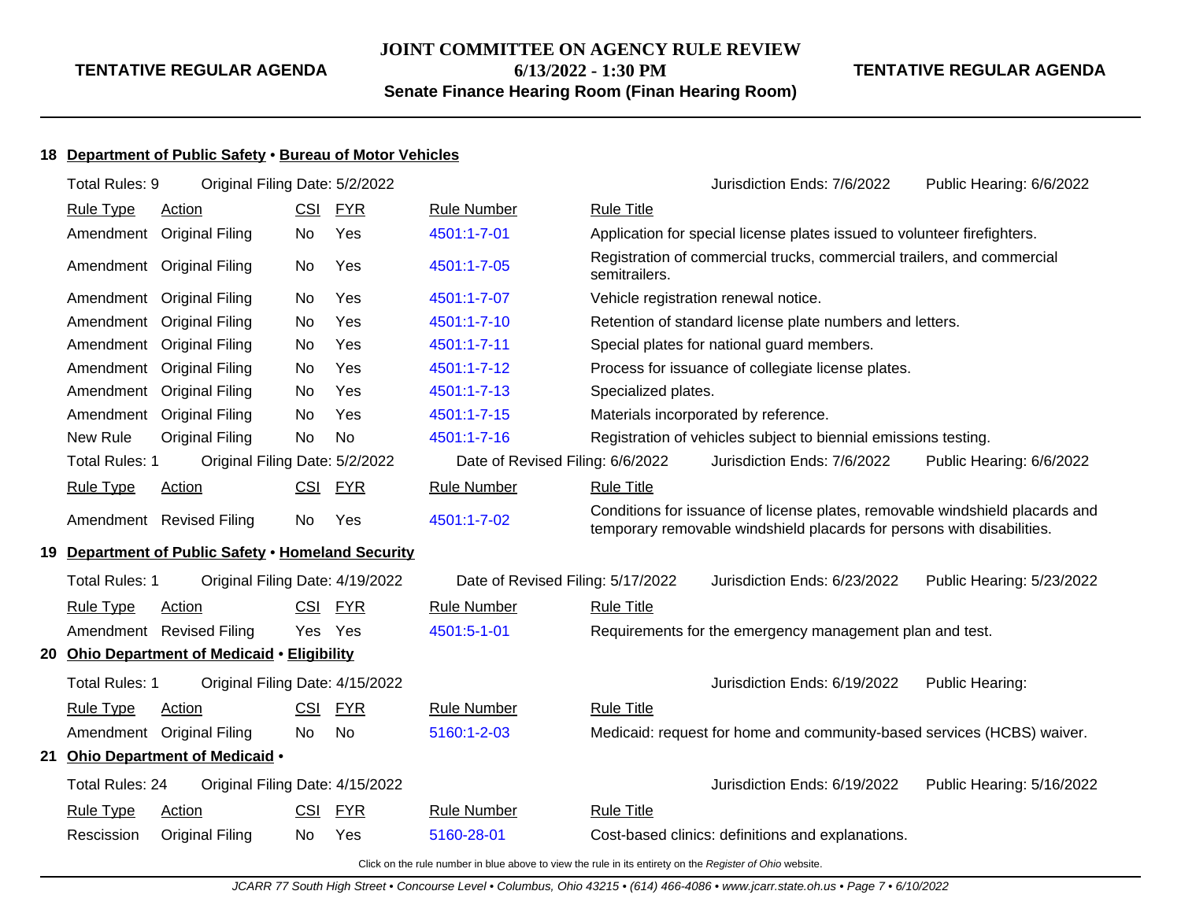## 18 Department of Public Safety • Bureau of Motor Vehicles

Total Rules: 9 | Original Filing Date: 5/2/2022 | Jurisdiction Ends: 7/6/2022 | Public Hearing: 6/6/2022

| Rule Type | Action | CSI | FYR | Rule Number | Rule Title |
|---|---|---|---|---|---|
| Amendment | Original Filing | No | Yes | 4501:1-7-01 | Application for special license plates issued to volunteer firefighters. |
| Amendment | Original Filing | No | Yes | 4501:1-7-05 | Registration of commercial trucks, commercial trailers, and commercial semitrailers. |
| Amendment | Original Filing | No | Yes | 4501:1-7-07 | Vehicle registration renewal notice. |
| Amendment | Original Filing | No | Yes | 4501:1-7-10 | Retention of standard license plate numbers and letters. |
| Amendment | Original Filing | No | Yes | 4501:1-7-11 | Special plates for national guard members. |
| Amendment | Original Filing | No | Yes | 4501:1-7-12 | Process for issuance of collegiate license plates. |
| Amendment | Original Filing | No | Yes | 4501:1-7-13 | Specialized plates. |
| Amendment | Original Filing | No | Yes | 4501:1-7-15 | Materials incorporated by reference. |
| New Rule | Original Filing | No | No | 4501:1-7-16 | Registration of vehicles subject to biennial emissions testing. |

Total Rules: 1 | Original Filing Date: 5/2/2022 | Date of Revised Filing: 6/6/2022 | Jurisdiction Ends: 7/6/2022 | Public Hearing: 6/6/2022

| Rule Type | Action | CSI | FYR | Rule Number | Rule Title |
|---|---|---|---|---|---|
| Amendment | Revised Filing | No | Yes | 4501:1-7-02 | Conditions for issuance of license plates, removable windshield placards and temporary removable windshield placards for persons with disabilities. |

## 19 Department of Public Safety • Homeland Security

Total Rules: 1 | Original Filing Date: 4/19/2022 | Date of Revised Filing: 5/17/2022 | Jurisdiction Ends: 6/23/2022 | Public Hearing: 5/23/2022

| Rule Type | Action | CSI | FYR | Rule Number | Rule Title |
|---|---|---|---|---|---|
| Amendment | Revised Filing | Yes | Yes | 4501:5-1-01 | Requirements for the emergency management plan and test. |

## 20 Ohio Department of Medicaid • Eligibility

Total Rules: 1 | Original Filing Date: 4/15/2022 | Jurisdiction Ends: 6/19/2022 | Public Hearing:

| Rule Type | Action | CSI | FYR | Rule Number | Rule Title |
|---|---|---|---|---|---|
| Amendment | Original Filing | No | No | 5160:1-2-03 | Medicaid: request for home and community-based services (HCBS) waiver. |

## 21 Ohio Department of Medicaid •

Total Rules: 24 | Original Filing Date: 4/15/2022 | Jurisdiction Ends: 6/19/2022 | Public Hearing: 5/16/2022

| Rule Type | Action | CSI | FYR | Rule Number | Rule Title |
|---|---|---|---|---|---|
| Rescission | Original Filing | No | Yes | 5160-28-01 | Cost-based clinics: definitions and explanations. |

Click on the rule number in blue above to view the rule in its entirety on the *Register of Ohio* website.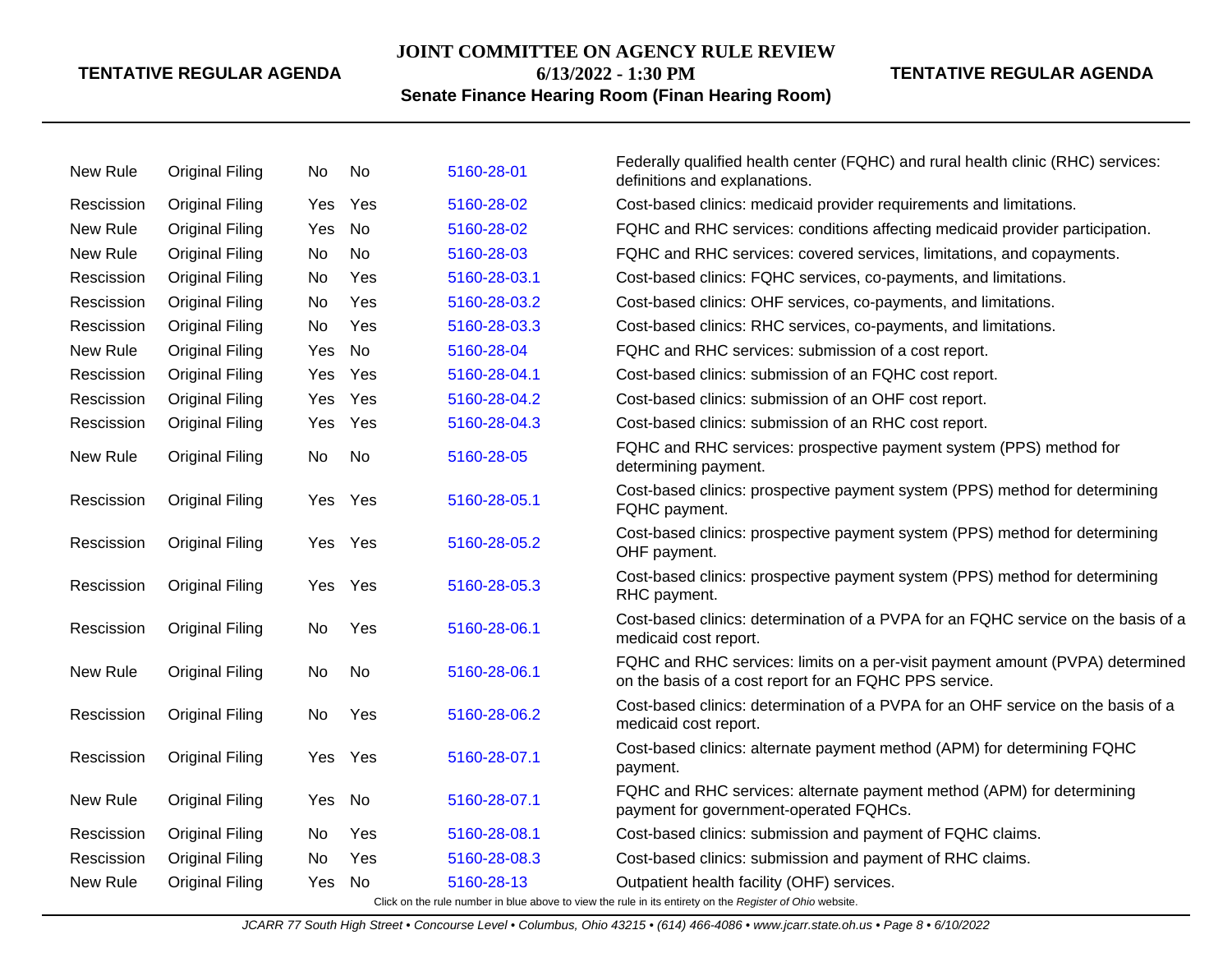| | | | | | |
|---|---|---|---|---|---|
| New Rule | Original Filing | No | No | 5160-28-01 | Federally qualified health center (FQHC) and rural health clinic (RHC) services: definitions and explanations. |
| Rescission | Original Filing | Yes | Yes | 5160-28-02 | Cost-based clinics: medicaid provider requirements and limitations. |
| New Rule | Original Filing | Yes | No | 5160-28-02 | FQHC and RHC services: conditions affecting medicaid provider participation. |
| New Rule | Original Filing | No | No | 5160-28-03 | FQHC and RHC services: covered services, limitations, and copayments. |
| Rescission | Original Filing | No | Yes | 5160-28-03.1 | Cost-based clinics: FQHC services, co-payments, and limitations. |
| Rescission | Original Filing | No | Yes | 5160-28-03.2 | Cost-based clinics: OHF services, co-payments, and limitations. |
| Rescission | Original Filing | No | Yes | 5160-28-03.3 | Cost-based clinics: RHC services, co-payments, and limitations. |
| New Rule | Original Filing | Yes | No | 5160-28-04 | FQHC and RHC services: submission of a cost report. |
| Rescission | Original Filing | Yes | Yes | 5160-28-04.1 | Cost-based clinics: submission of an FQHC cost report. |
| Rescission | Original Filing | Yes | Yes | 5160-28-04.2 | Cost-based clinics: submission of an OHF cost report. |
| Rescission | Original Filing | Yes | Yes | 5160-28-04.3 | Cost-based clinics: submission of an RHC cost report. |
| New Rule | Original Filing | No | No | 5160-28-05 | FQHC and RHC services: prospective payment system (PPS) method for determining payment. |
| Rescission | Original Filing | Yes | Yes | 5160-28-05.1 | Cost-based clinics: prospective payment system (PPS) method for determining FQHC payment. |
| Rescission | Original Filing | Yes | Yes | 5160-28-05.2 | Cost-based clinics: prospective payment system (PPS) method for determining OHF payment. |
| Rescission | Original Filing | Yes | Yes | 5160-28-05.3 | Cost-based clinics: prospective payment system (PPS) method for determining RHC payment. |
| Rescission | Original Filing | No | Yes | 5160-28-06.1 | Cost-based clinics: determination of a PVPA for an FQHC service on the basis of a medicaid cost report. |
| New Rule | Original Filing | No | No | 5160-28-06.1 | FQHC and RHC services: limits on a per-visit payment amount (PVPA) determined on the basis of a cost report for an FQHC PPS service. |
| Rescission | Original Filing | No | Yes | 5160-28-06.2 | Cost-based clinics: determination of a PVPA for an OHF service on the basis of a medicaid cost report. |
| Rescission | Original Filing | Yes | Yes | 5160-28-07.1 | Cost-based clinics: alternate payment method (APM) for determining FQHC payment. |
| New Rule | Original Filing | Yes | No | 5160-28-07.1 | FQHC and RHC services: alternate payment method (APM) for determining payment for government-operated FQHCs. |
| Rescission | Original Filing | No | Yes | 5160-28-08.1 | Cost-based clinics: submission and payment of FQHC claims. |
| Rescission | Original Filing | No | Yes | 5160-28-08.3 | Cost-based clinics: submission and payment of RHC claims. |
| New Rule | Original Filing | Yes | No | 5160-28-13 | Outpatient health facility (OHF) services. |

Click on the rule number in blue above to view the rule in its entirety on the *Register of Ohio* website.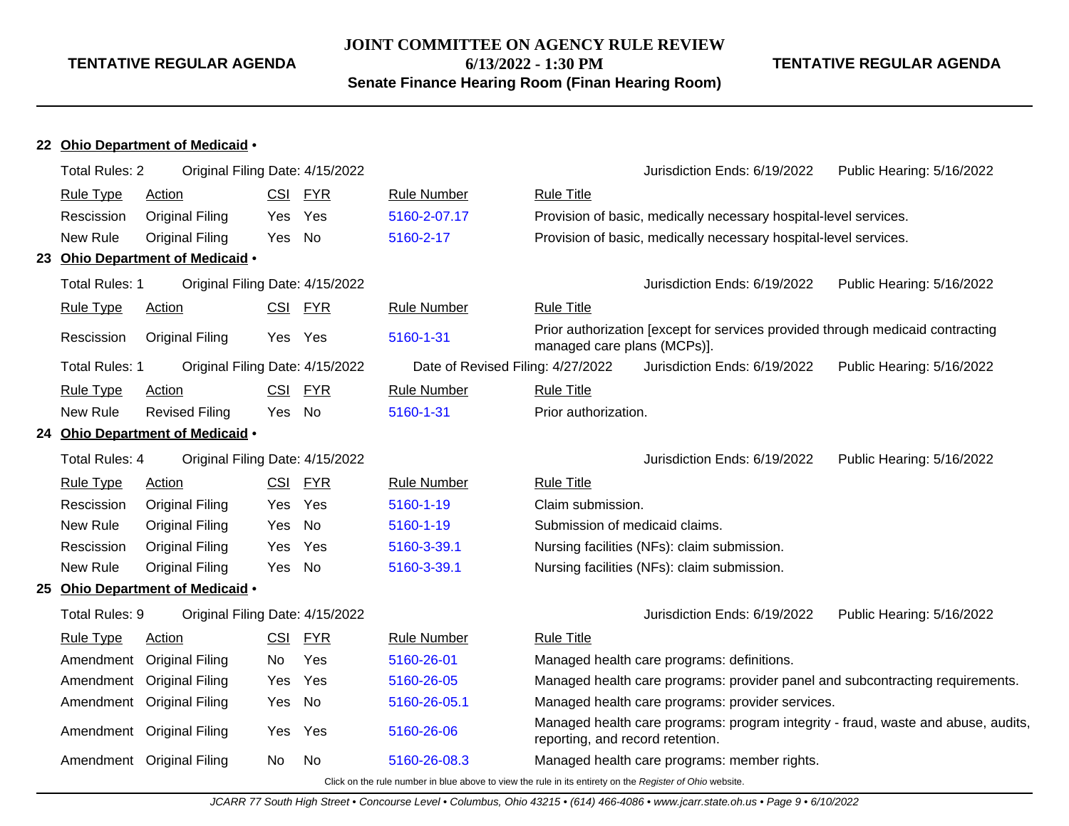## 22 Ohio Department of Medicaid •

Total Rules: 2 | Original Filing Date: 4/15/2022 | Jurisdiction Ends: 6/19/2022 | Public Hearing: 5/16/2022

| Rule Type | Action | CSI | FYR | Rule Number | Rule Title |
|---|---|---|---|---|---|
| Rescission | Original Filing | Yes | Yes | 5160-2-07.17 | Provision of basic, medically necessary hospital-level services. |
| New Rule | Original Filing | Yes | No | 5160-2-17 | Provision of basic, medically necessary hospital-level services. |

## 23 Ohio Department of Medicaid •

Total Rules: 1 | Original Filing Date: 4/15/2022 | Jurisdiction Ends: 6/19/2022 | Public Hearing: 5/16/2022

| Rule Type | Action | CSI | FYR | Rule Number | Rule Title |
|---|---|---|---|---|---|
| Rescission | Original Filing | Yes | Yes | 5160-1-31 | Prior authorization [except for services provided through medicaid contracting managed care plans (MCPs)]. |

Total Rules: 1 | Original Filing Date: 4/15/2022 | Date of Revised Filing: 4/27/2022 | Jurisdiction Ends: 6/19/2022 | Public Hearing: 5/16/2022

| Rule Type | Action | CSI | FYR | Rule Number | Rule Title |
|---|---|---|---|---|---|
| New Rule | Revised Filing | Yes | No | 5160-1-31 | Prior authorization. |

## 24 Ohio Department of Medicaid •

Total Rules: 4 | Original Filing Date: 4/15/2022 | Jurisdiction Ends: 6/19/2022 | Public Hearing: 5/16/2022

| Rule Type | Action | CSI | FYR | Rule Number | Rule Title |
|---|---|---|---|---|---|
| Rescission | Original Filing | Yes | Yes | 5160-1-19 | Claim submission. |
| New Rule | Original Filing | Yes | No | 5160-1-19 | Submission of medicaid claims. |
| Rescission | Original Filing | Yes | Yes | 5160-3-39.1 | Nursing facilities (NFs): claim submission. |
| New Rule | Original Filing | Yes | No | 5160-3-39.1 | Nursing facilities (NFs): claim submission. |

## 25 Ohio Department of Medicaid •

Total Rules: 9 | Original Filing Date: 4/15/2022 | Jurisdiction Ends: 6/19/2022 | Public Hearing: 5/16/2022

| Rule Type | Action | CSI | FYR | Rule Number | Rule Title |
|---|---|---|---|---|---|
| Amendment | Original Filing | No | Yes | 5160-26-01 | Managed health care programs: definitions. |
| Amendment | Original Filing | Yes | Yes | 5160-26-05 | Managed health care programs: provider panel and subcontracting requirements. |
| Amendment | Original Filing | Yes | No | 5160-26-05.1 | Managed health care programs: provider services. |
| Amendment | Original Filing | Yes | Yes | 5160-26-06 | Managed health care programs: program integrity - fraud, waste and abuse, audits, reporting, and record retention. |
| Amendment | Original Filing | No | No | 5160-26-08.3 | Managed health care programs: member rights. |

Click on the rule number in blue above to view the rule in its entirety on the *Register of Ohio* website.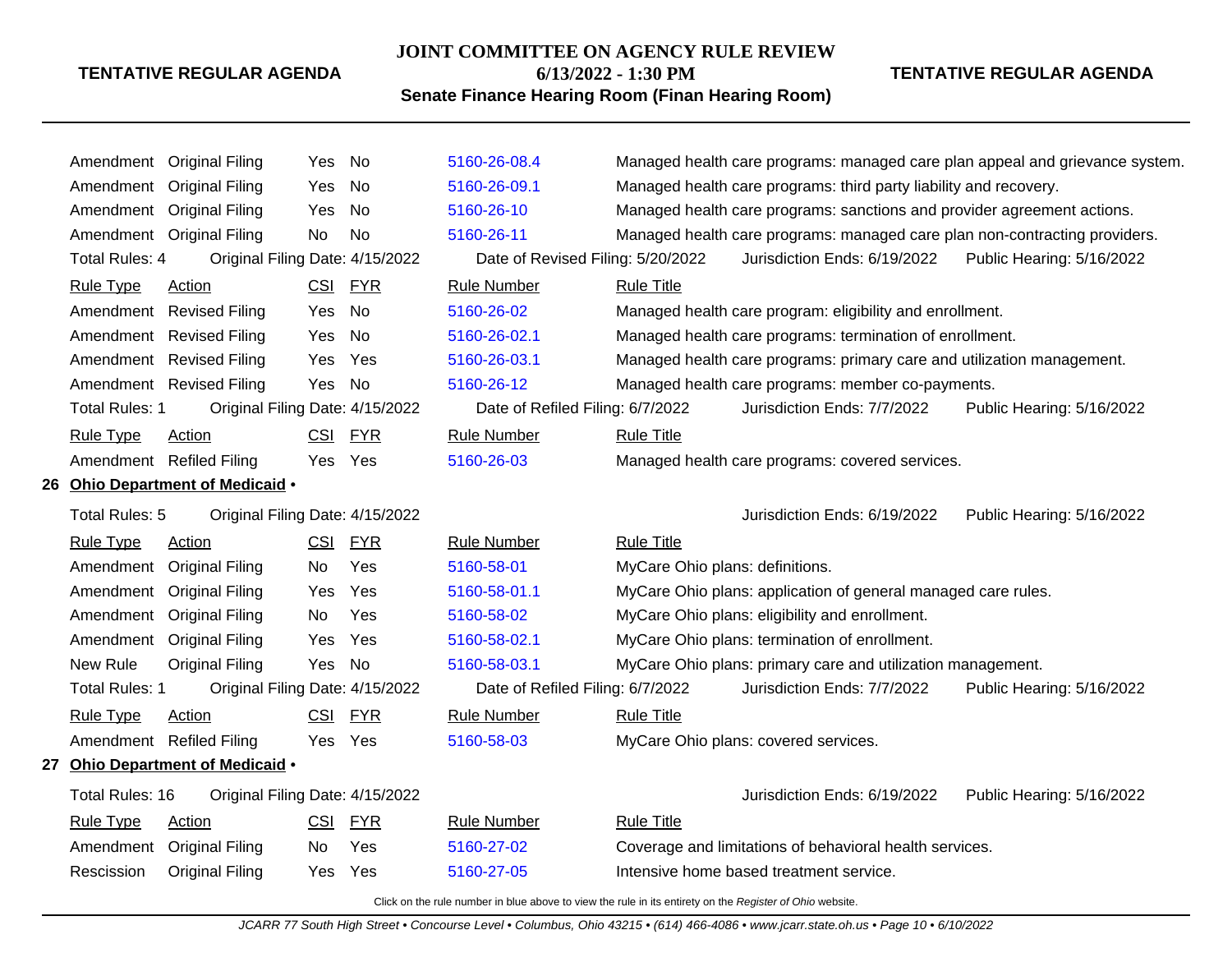| Rule Type | Action | CSI | FYR | Rule Number | Rule Title |
|---|---|---|---|---|---|
| Amendment | Original Filing | Yes | No | 5160-26-08.4 | Managed health care programs: managed care plan appeal and grievance system. |
| Amendment | Original Filing | Yes | No | 5160-26-09.1 | Managed health care programs: third party liability and recovery. |
| Amendment | Original Filing | Yes | No | 5160-26-10 | Managed health care programs: sanctions and provider agreement actions. |
| Amendment | Original Filing | No | No | 5160-26-11 | Managed health care programs: managed care plan non-contracting providers. |

Total Rules: 4 Original Filing Date: 4/15/2022 Date of Revised Filing: 5/20/2022 Jurisdiction Ends: 6/19/2022 Public Hearing: 5/16/2022

| Rule Type | Action | CSI | FYR | Rule Number | Rule Title |
|---|---|---|---|---|---|
| Amendment | Revised Filing | Yes | No | 5160-26-02 | Managed health care program: eligibility and enrollment. |
| Amendment | Revised Filing | Yes | No | 5160-26-02.1 | Managed health care programs: termination of enrollment. |
| Amendment | Revised Filing | Yes | Yes | 5160-26-03.1 | Managed health care programs: primary care and utilization management. |
| Amendment | Revised Filing | Yes | No | 5160-26-12 | Managed health care programs: member co-payments. |

Total Rules: 1 Original Filing Date: 4/15/2022 Date of Refiled Filing: 6/7/2022 Jurisdiction Ends: 7/7/2022 Public Hearing: 5/16/2022

| Rule Type | Action | CSI | FYR | Rule Number | Rule Title |
|---|---|---|---|---|---|
| Amendment | Refiled Filing | Yes | Yes | 5160-26-03 | Managed health care programs: covered services. |

**26 Ohio Department of Medicaid •**

Total Rules: 5 Original Filing Date: 4/15/2022 Jurisdiction Ends: 6/19/2022 Public Hearing: 5/16/2022

| Rule Type | Action | CSI | FYR | Rule Number | Rule Title |
|---|---|---|---|---|---|
| Amendment | Original Filing | No | Yes | 5160-58-01 | MyCare Ohio plans: definitions. |
| Amendment | Original Filing | Yes | Yes | 5160-58-01.1 | MyCare Ohio plans: application of general managed care rules. |
| Amendment | Original Filing | No | Yes | 5160-58-02 | MyCare Ohio plans: eligibility and enrollment. |
| Amendment | Original Filing | Yes | Yes | 5160-58-02.1 | MyCare Ohio plans: termination of enrollment. |
| New Rule | Original Filing | Yes | No | 5160-58-03.1 | MyCare Ohio plans: primary care and utilization management. |

Total Rules: 1 Original Filing Date: 4/15/2022 Date of Refiled Filing: 6/7/2022 Jurisdiction Ends: 7/7/2022 Public Hearing: 5/16/2022

| Rule Type | Action | CSI | FYR | Rule Number | Rule Title |
|---|---|---|---|---|---|
| Amendment | Refiled Filing | Yes | Yes | 5160-58-03 | MyCare Ohio plans: covered services. |

**27 Ohio Department of Medicaid •**

Total Rules: 16 Original Filing Date: 4/15/2022 Jurisdiction Ends: 6/19/2022 Public Hearing: 5/16/2022

| Rule Type | Action | CSI | FYR | Rule Number | Rule Title |
|---|---|---|---|---|---|
| Amendment | Original Filing | No | Yes | 5160-27-02 | Coverage and limitations of behavioral health services. |
| Rescission | Original Filing | Yes | Yes | 5160-27-05 | Intensive home based treatment service. |

Click on the rule number in blue above to view the rule in its entirety on the *Register of Ohio* website.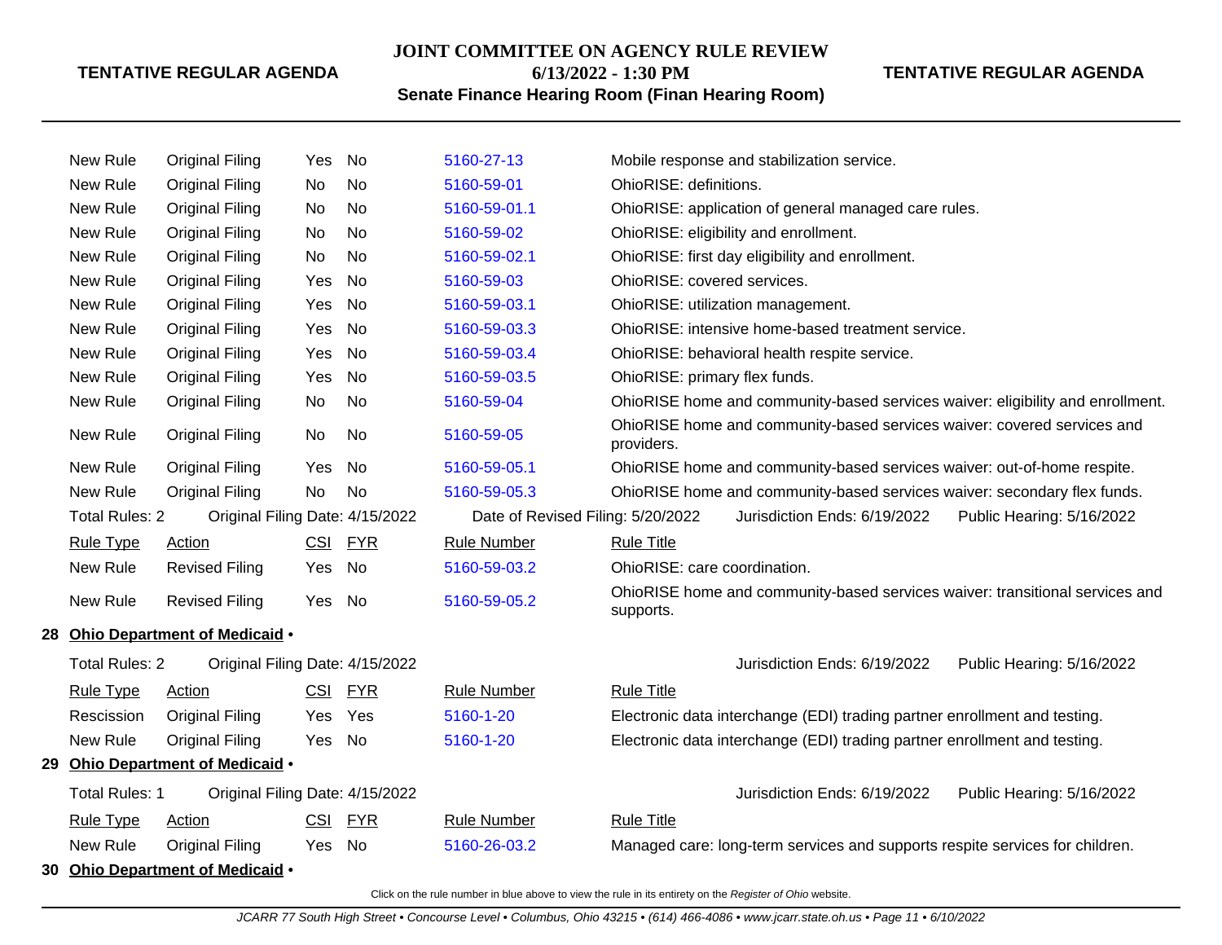| Rule Type | Action | CSI | FYR | Rule Number | Rule Title |
|---|---|---|---|---|---|
| New Rule | Original Filing | Yes | No | 5160-27-13 | Mobile response and stabilization service. |
| New Rule | Original Filing | No | No | 5160-59-01 | OhioRISE: definitions. |
| New Rule | Original Filing | No | No | 5160-59-01.1 | OhioRISE: application of general managed care rules. |
| New Rule | Original Filing | No | No | 5160-59-02 | OhioRISE: eligibility and enrollment. |
| New Rule | Original Filing | No | No | 5160-59-02.1 | OhioRISE: first day eligibility and enrollment. |
| New Rule | Original Filing | Yes | No | 5160-59-03 | OhioRISE: covered services. |
| New Rule | Original Filing | Yes | No | 5160-59-03.1 | OhioRISE: utilization management. |
| New Rule | Original Filing | Yes | No | 5160-59-03.3 | OhioRISE: intensive home-based treatment service. |
| New Rule | Original Filing | Yes | No | 5160-59-03.4 | OhioRISE: behavioral health respite service. |
| New Rule | Original Filing | Yes | No | 5160-59-03.5 | OhioRISE: primary flex funds. |
| New Rule | Original Filing | No | No | 5160-59-04 | OhioRISE home and community-based services waiver: eligibility and enrollment. |
| New Rule | Original Filing | No | No | 5160-59-05 | OhioRISE home and community-based services waiver: covered services and providers. |
| New Rule | Original Filing | Yes | No | 5160-59-05.1 | OhioRISE home and community-based services waiver: out-of-home respite. |
| New Rule | Original Filing | No | No | 5160-59-05.3 | OhioRISE home and community-based services waiver: secondary flex funds. |

Total Rules: 2 | Original Filing Date: 4/15/2022 | Date of Revised Filing: 5/20/2022 | Jurisdiction Ends: 6/19/2022 | Public Hearing: 5/16/2022

| Rule Type | Action | CSI | FYR | Rule Number | Rule Title |
|---|---|---|---|---|---|
| New Rule | Revised Filing | Yes | No | 5160-59-03.2 | OhioRISE: care coordination. |
| New Rule | Revised Filing | Yes | No | 5160-59-05.2 | OhioRISE home and community-based services waiver: transitional services and supports. |

## 28 Ohio Department of Medicaid •

Total Rules: 2 | Original Filing Date: 4/15/2022 | Jurisdiction Ends: 6/19/2022 | Public Hearing: 5/16/2022

| Rule Type | Action | CSI | FYR | Rule Number | Rule Title |
|---|---|---|---|---|---|
| Rescission | Original Filing | Yes | Yes | 5160-1-20 | Electronic data interchange (EDI) trading partner enrollment and testing. |
| New Rule | Original Filing | Yes | No | 5160-1-20 | Electronic data interchange (EDI) trading partner enrollment and testing. |

## 29 Ohio Department of Medicaid •

Total Rules: 1 | Original Filing Date: 4/15/2022 | Jurisdiction Ends: 6/19/2022 | Public Hearing: 5/16/2022

| Rule Type | Action | CSI | FYR | Rule Number | Rule Title |
|---|---|---|---|---|---|
| New Rule | Original Filing | Yes | No | 5160-26-03.2 | Managed care: long-term services and supports respite services for children. |

## 30 Ohio Department of Medicaid •

Click on the rule number in blue above to view the rule in its entirety on the *Register of Ohio* website.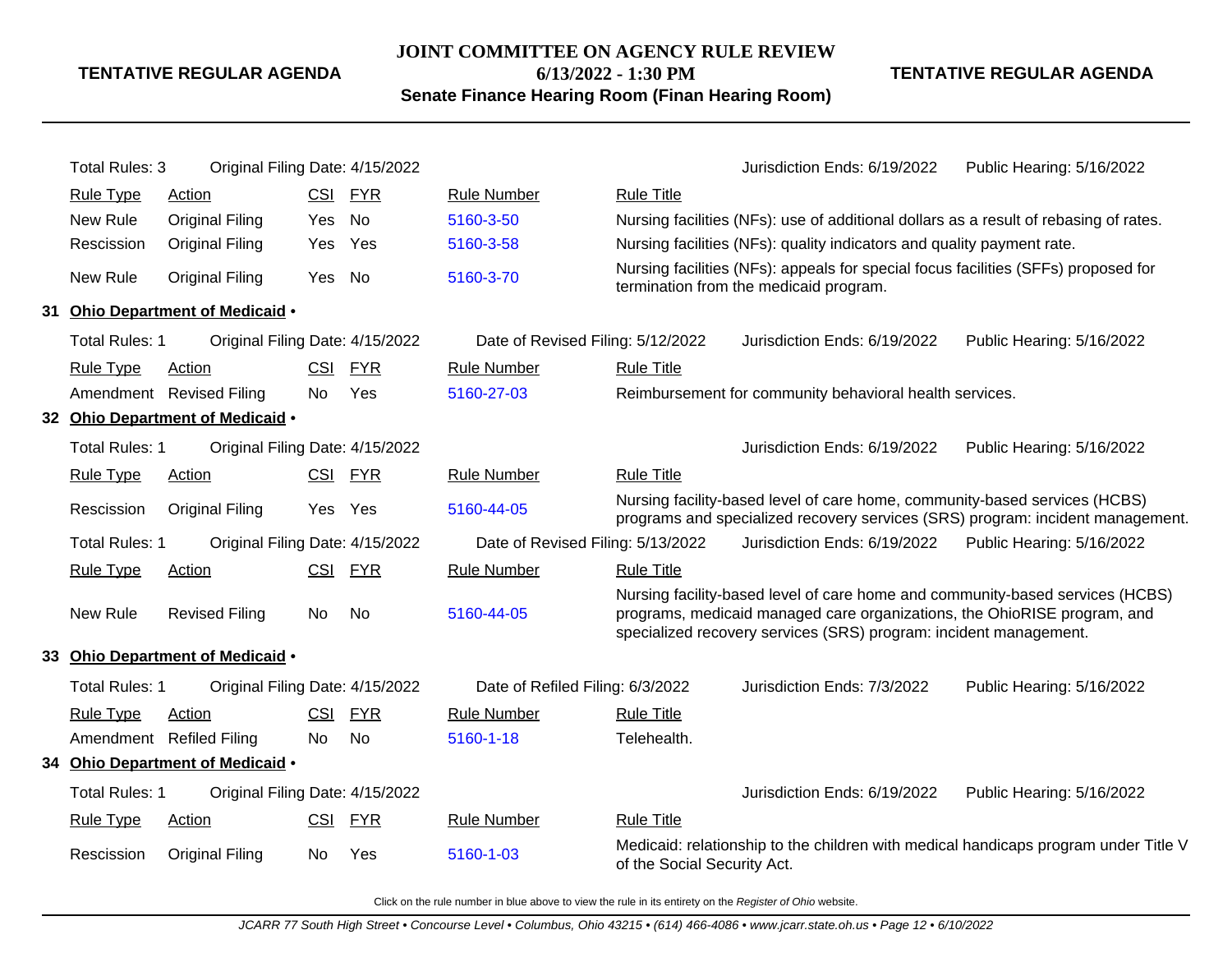Total Rules: 3 | Original Filing Date: 4/15/2022 | Jurisdiction Ends: 6/19/2022 | Public Hearing: 5/16/2022

| Rule Type | Action | CSI | FYR | Rule Number | Rule Title |
|---|---|---|---|---|---|
| New Rule | Original Filing | Yes | No | 5160-3-50 | Nursing facilities (NFs): use of additional dollars as a result of rebasing of rates. |
| Rescission | Original Filing | Yes | Yes | 5160-3-58 | Nursing facilities (NFs): quality indicators and quality payment rate. |
| New Rule | Original Filing | Yes | No | 5160-3-70 | Nursing facilities (NFs): appeals for special focus facilities (SFFs) proposed for termination from the medicaid program. |

## 31 Ohio Department of Medicaid •

Total Rules: 1 | Original Filing Date: 4/15/2022 | Date of Revised Filing: 5/12/2022 | Jurisdiction Ends: 6/19/2022 | Public Hearing: 5/16/2022

| Rule Type | Action | CSI | FYR | Rule Number | Rule Title |
|---|---|---|---|---|---|
| Amendment | Revised Filing | No | Yes | 5160-27-03 | Reimbursement for community behavioral health services. |

## 32 Ohio Department of Medicaid •

Total Rules: 1 | Original Filing Date: 4/15/2022 | Jurisdiction Ends: 6/19/2022 | Public Hearing: 5/16/2022

| Rule Type | Action | CSI | FYR | Rule Number | Rule Title |
|---|---|---|---|---|---|
| Rescission | Original Filing | Yes | Yes | 5160-44-05 | Nursing facility-based level of care home, community-based services (HCBS) programs and specialized recovery services (SRS) program: incident management. |

Total Rules: 1 | Original Filing Date: 4/15/2022 | Date of Revised Filing: 5/13/2022 | Jurisdiction Ends: 6/19/2022 | Public Hearing: 5/16/2022

| Rule Type | Action | CSI | FYR | Rule Number | Rule Title |
|---|---|---|---|---|---|
| New Rule | Revised Filing | No | No | 5160-44-05 | Nursing facility-based level of care home and community-based services (HCBS) programs, medicaid managed care organizations, the OhioRISE program, and specialized recovery services (SRS) program: incident management. |

## 33 Ohio Department of Medicaid •

Total Rules: 1 | Original Filing Date: 4/15/2022 | Date of Refiled Filing: 6/3/2022 | Jurisdiction Ends: 7/3/2022 | Public Hearing: 5/16/2022

| Rule Type | Action | CSI | FYR | Rule Number | Rule Title |
|---|---|---|---|---|---|
| Amendment | Refiled Filing | No | No | 5160-1-18 | Telehealth. |

## 34 Ohio Department of Medicaid •

Total Rules: 1 | Original Filing Date: 4/15/2022 | Jurisdiction Ends: 6/19/2022 | Public Hearing: 5/16/2022

| Rule Type | Action | CSI | FYR | Rule Number | Rule Title |
|---|---|---|---|---|---|
| Rescission | Original Filing | No | Yes | 5160-1-03 | Medicaid: relationship to the children with medical handicaps program under Title V of the Social Security Act. |

Click on the rule number in blue above to view the rule in its entirety on the *Register of Ohio* website.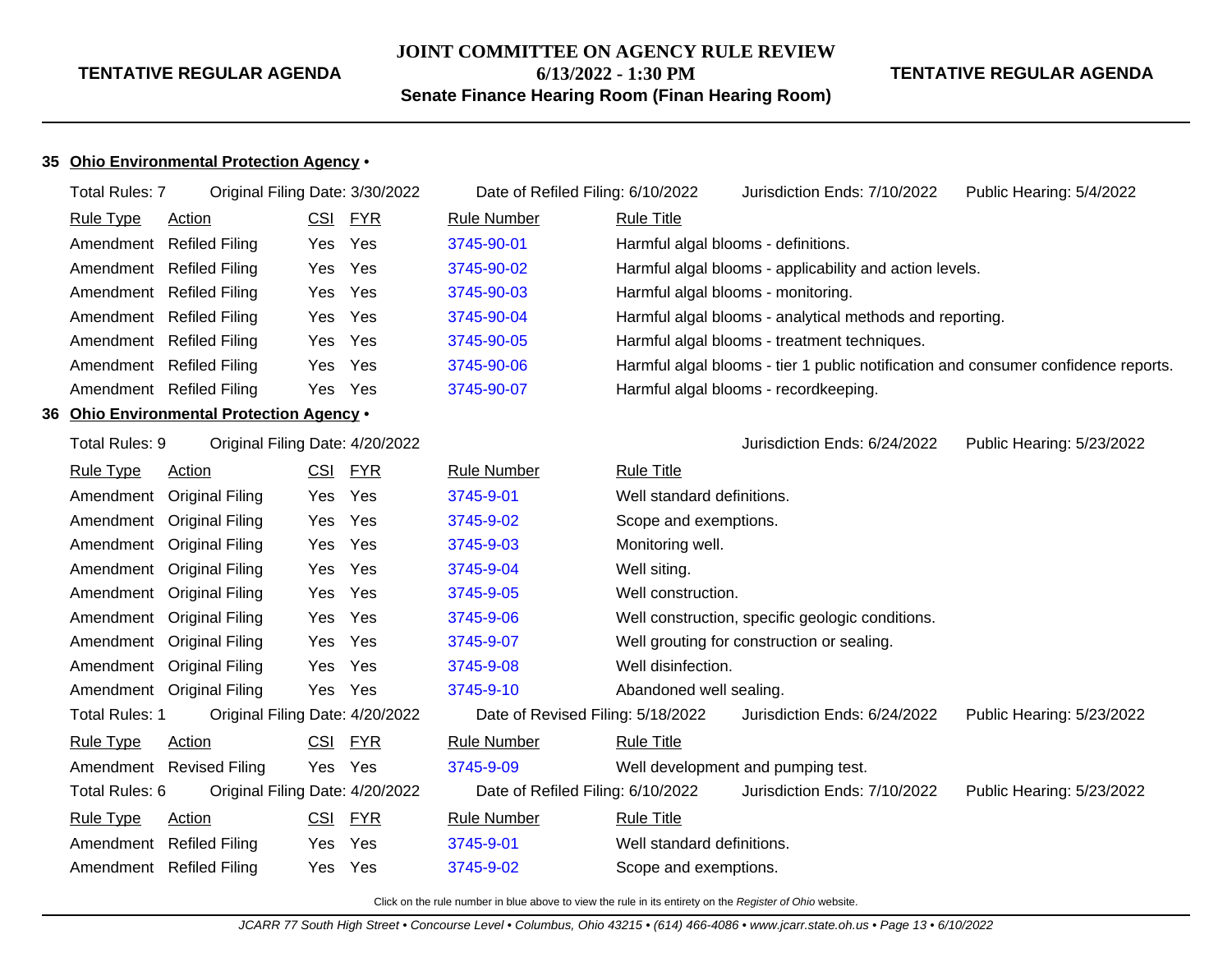**35 Ohio Environmental Protection Agency** •

Total Rules: 7 | Original Filing Date: 3/30/2022 | Date of Refiled Filing: 6/10/2022 | Jurisdiction Ends: 7/10/2022 | Public Hearing: 5/4/2022

| Rule Type | Action | CSI | FYR | Rule Number | Rule Title |
|---|---|---|---|---|---|
| Amendment | Refiled Filing | Yes | Yes | 3745-90-01 | Harmful algal blooms - definitions. |
| Amendment | Refiled Filing | Yes | Yes | 3745-90-02 | Harmful algal blooms - applicability and action levels. |
| Amendment | Refiled Filing | Yes | Yes | 3745-90-03 | Harmful algal blooms - monitoring. |
| Amendment | Refiled Filing | Yes | Yes | 3745-90-04 | Harmful algal blooms - analytical methods and reporting. |
| Amendment | Refiled Filing | Yes | Yes | 3745-90-05 | Harmful algal blooms - treatment techniques. |
| Amendment | Refiled Filing | Yes | Yes | 3745-90-06 | Harmful algal blooms - tier 1 public notification and consumer confidence reports. |
| Amendment | Refiled Filing | Yes | Yes | 3745-90-07 | Harmful algal blooms - recordkeeping. |

**36 Ohio Environmental Protection Agency** •

Total Rules: 9 | Original Filing Date: 4/20/2022 | Jurisdiction Ends: 6/24/2022 | Public Hearing: 5/23/2022

| Rule Type | Action | CSI | FYR | Rule Number | Rule Title |
|---|---|---|---|---|---|
| Amendment | Original Filing | Yes | Yes | 3745-9-01 | Well standard definitions. |
| Amendment | Original Filing | Yes | Yes | 3745-9-02 | Scope and exemptions. |
| Amendment | Original Filing | Yes | Yes | 3745-9-03 | Monitoring well. |
| Amendment | Original Filing | Yes | Yes | 3745-9-04 | Well siting. |
| Amendment | Original Filing | Yes | Yes | 3745-9-05 | Well construction. |
| Amendment | Original Filing | Yes | Yes | 3745-9-06 | Well construction, specific geologic conditions. |
| Amendment | Original Filing | Yes | Yes | 3745-9-07 | Well grouting for construction or sealing. |
| Amendment | Original Filing | Yes | Yes | 3745-9-08 | Well disinfection. |
| Amendment | Original Filing | Yes | Yes | 3745-9-10 | Abandoned well sealing. |

Total Rules: 1 | Original Filing Date: 4/20/2022 | Date of Revised Filing: 5/18/2022 | Jurisdiction Ends: 6/24/2022 | Public Hearing: 5/23/2022

| Rule Type | Action | CSI | FYR | Rule Number | Rule Title |
|---|---|---|---|---|---|
| Amendment | Revised Filing | Yes | Yes | 3745-9-09 | Well development and pumping test. |

Total Rules: 6 | Original Filing Date: 4/20/2022 | Date of Refiled Filing: 6/10/2022 | Jurisdiction Ends: 7/10/2022 | Public Hearing: 5/23/2022

| Rule Type | Action | CSI | FYR | Rule Number | Rule Title |
|---|---|---|---|---|---|
| Amendment | Refiled Filing | Yes | Yes | 3745-9-01 | Well standard definitions. |
| Amendment | Refiled Filing | Yes | Yes | 3745-9-02 | Scope and exemptions. |

Click on the rule number in blue above to view the rule in its entirety on the *Register of Ohio* website.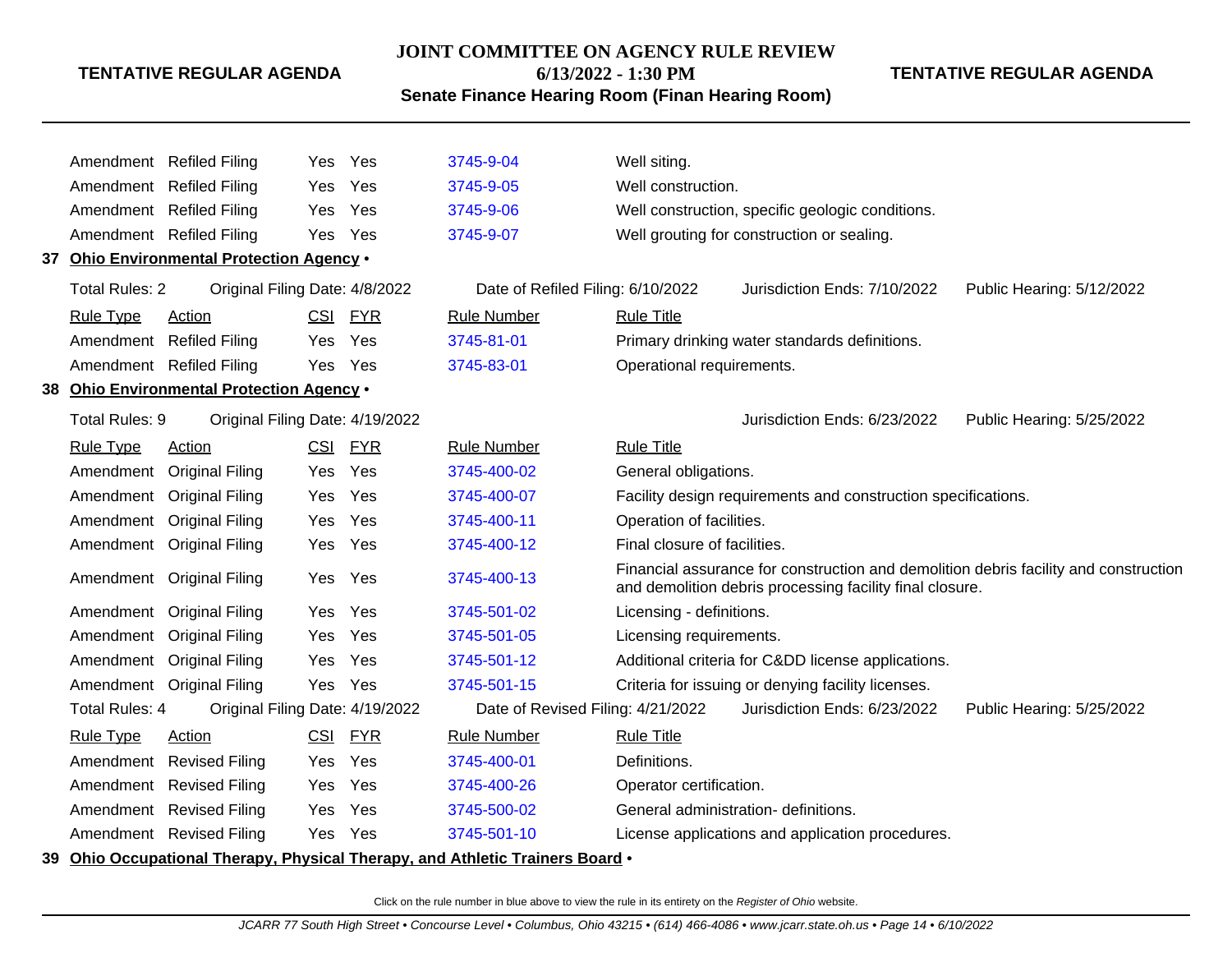| Rule Type | Action | CSI | FYR | Rule Number | Rule Title |
|---|---|---|---|---|---|
| Amendment | Refiled Filing | Yes | Yes | 3745-9-04 | Well siting. |
| Amendment | Refiled Filing | Yes | Yes | 3745-9-05 | Well construction. |
| Amendment | Refiled Filing | Yes | Yes | 3745-9-06 | Well construction, specific geologic conditions. |
| Amendment | Refiled Filing | Yes | Yes | 3745-9-07 | Well grouting for construction or sealing. |

**37 Ohio Environmental Protection Agency •**

Total Rules: 2 | Original Filing Date: 4/8/2022 | Date of Refiled Filing: 6/10/2022 | Jurisdiction Ends: 7/10/2022 | Public Hearing: 5/12/2022

| Rule Type | Action | CSI | FYR | Rule Number | Rule Title |
|---|---|---|---|---|---|
| Amendment | Refiled Filing | Yes | Yes | 3745-81-01 | Primary drinking water standards definitions. |
| Amendment | Refiled Filing | Yes | Yes | 3745-83-01 | Operational requirements. |

**38 Ohio Environmental Protection Agency •**

Total Rules: 9 | Original Filing Date: 4/19/2022 | Jurisdiction Ends: 6/23/2022 | Public Hearing: 5/25/2022

| Rule Type | Action | CSI | FYR | Rule Number | Rule Title |
|---|---|---|---|---|---|
| Amendment | Original Filing | Yes | Yes | 3745-400-02 | General obligations. |
| Amendment | Original Filing | Yes | Yes | 3745-400-07 | Facility design requirements and construction specifications. |
| Amendment | Original Filing | Yes | Yes | 3745-400-11 | Operation of facilities. |
| Amendment | Original Filing | Yes | Yes | 3745-400-12 | Final closure of facilities. |
| Amendment | Original Filing | Yes | Yes | 3745-400-13 | Financial assurance for construction and demolition debris facility and construction and demolition debris processing facility final closure. |
| Amendment | Original Filing | Yes | Yes | 3745-501-02 | Licensing - definitions. |
| Amendment | Original Filing | Yes | Yes | 3745-501-05 | Licensing requirements. |
| Amendment | Original Filing | Yes | Yes | 3745-501-12 | Additional criteria for C&DD license applications. |
| Amendment | Original Filing | Yes | Yes | 3745-501-15 | Criteria for issuing or denying facility licenses. |

Total Rules: 4 | Original Filing Date: 4/19/2022 | Date of Revised Filing: 4/21/2022 | Jurisdiction Ends: 6/23/2022 | Public Hearing: 5/25/2022

| Rule Type | Action | CSI | FYR | Rule Number | Rule Title |
|---|---|---|---|---|---|
| Amendment | Revised Filing | Yes | Yes | 3745-400-01 | Definitions. |
| Amendment | Revised Filing | Yes | Yes | 3745-400-26 | Operator certification. |
| Amendment | Revised Filing | Yes | Yes | 3745-500-02 | General administration- definitions. |
| Amendment | Revised Filing | Yes | Yes | 3745-501-10 | License applications and application procedures. |

**39 Ohio Occupational Therapy, Physical Therapy, and Athletic Trainers Board •**

Click on the rule number in blue above to view the rule in its entirety on the *Register of Ohio* website.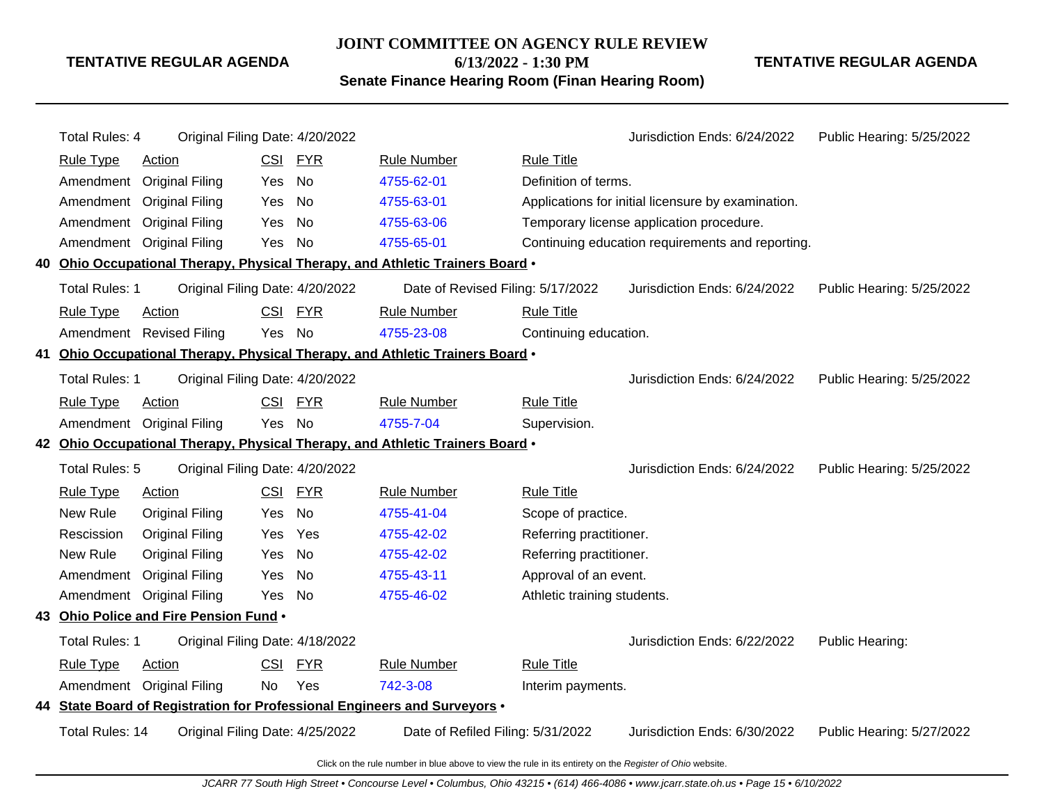Total Rules: 4 | Original Filing Date: 4/20/2022 | Jurisdiction Ends: 6/24/2022 | Public Hearing: 5/25/2022

| Rule Type | Action | CSI | FYR | Rule Number | Rule Title |
|---|---|---|---|---|---|
| Amendment | Original Filing | Yes | No | 4755-62-01 | Definition of terms. |
| Amendment | Original Filing | Yes | No | 4755-63-01 | Applications for initial licensure by examination. |
| Amendment | Original Filing | Yes | No | 4755-63-06 | Temporary license application procedure. |
| Amendment | Original Filing | Yes | No | 4755-65-01 | Continuing education requirements and reporting. |

**40 Ohio Occupational Therapy, Physical Therapy, and Athletic Trainers Board •**

Total Rules: 1 | Original Filing Date: 4/20/2022 | Date of Revised Filing: 5/17/2022 | Jurisdiction Ends: 6/24/2022 | Public Hearing: 5/25/2022

| Rule Type | Action | CSI | FYR | Rule Number | Rule Title |
|---|---|---|---|---|---|
| Amendment | Revised Filing | Yes | No | 4755-23-08 | Continuing education. |

**41 Ohio Occupational Therapy, Physical Therapy, and Athletic Trainers Board •**

Total Rules: 1 | Original Filing Date: 4/20/2022 | Jurisdiction Ends: 6/24/2022 | Public Hearing: 5/25/2022

| Rule Type | Action | CSI | FYR | Rule Number | Rule Title |
|---|---|---|---|---|---|
| Amendment | Original Filing | Yes | No | 4755-7-04 | Supervision. |

**42 Ohio Occupational Therapy, Physical Therapy, and Athletic Trainers Board •**

Total Rules: 5 | Original Filing Date: 4/20/2022 | Jurisdiction Ends: 6/24/2022 | Public Hearing: 5/25/2022

| Rule Type | Action | CSI | FYR | Rule Number | Rule Title |
|---|---|---|---|---|---|
| New Rule | Original Filing | Yes | No | 4755-41-04 | Scope of practice. |
| Rescission | Original Filing | Yes | Yes | 4755-42-02 | Referring practitioner. |
| New Rule | Original Filing | Yes | No | 4755-42-02 | Referring practitioner. |
| Amendment | Original Filing | Yes | No | 4755-43-11 | Approval of an event. |
| Amendment | Original Filing | Yes | No | 4755-46-02 | Athletic training students. |

**43 Ohio Police and Fire Pension Fund •**

Total Rules: 1 | Original Filing Date: 4/18/2022 | Jurisdiction Ends: 6/22/2022 | Public Hearing:

| Rule Type | Action | CSI | FYR | Rule Number | Rule Title |
|---|---|---|---|---|---|
| Amendment | Original Filing | No | Yes | 742-3-08 | Interim payments. |

**44 State Board of Registration for Professional Engineers and Surveyors •**

Total Rules: 14 | Original Filing Date: 4/25/2022 | Date of Refiled Filing: 5/31/2022 | Jurisdiction Ends: 6/30/2022 | Public Hearing: 5/27/2022

Click on the rule number in blue above to view the rule in its entirety on the *Register of Ohio* website.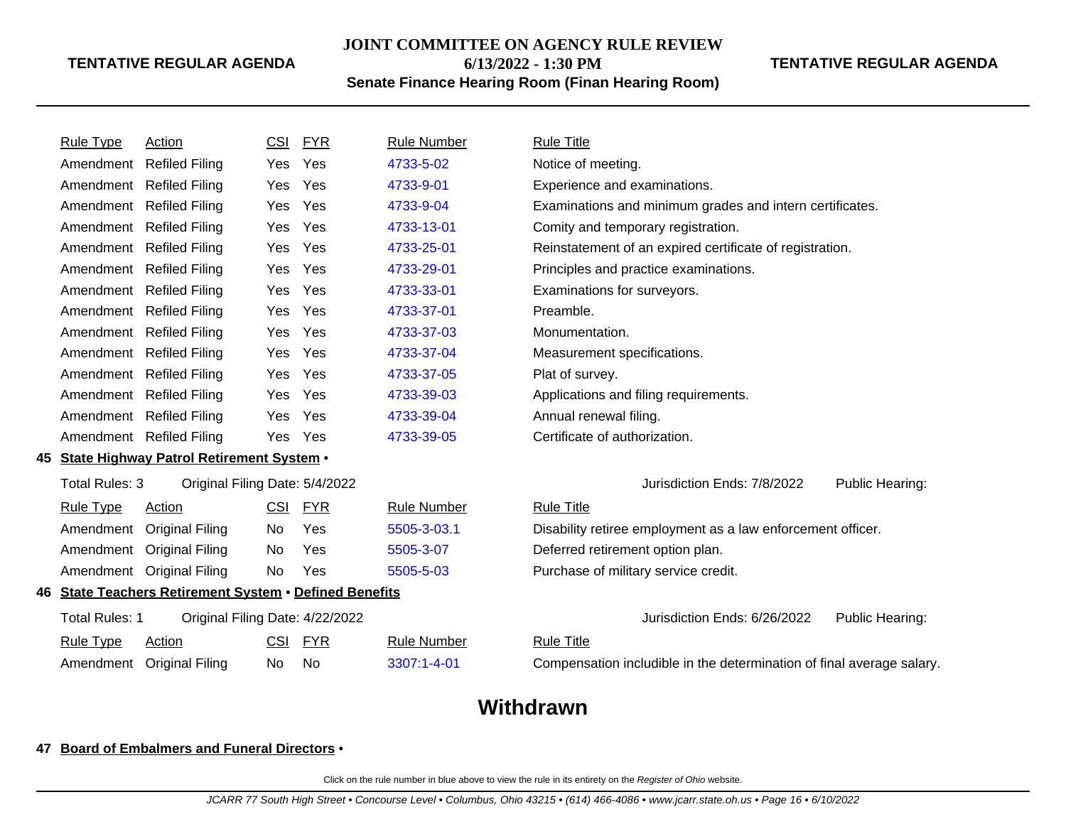| Rule Type | Action | CSI | FYR | Rule Number | Rule Title |
|---|---|---|---|---|---|
| Amendment | Refiled Filing | Yes | Yes | 4733-5-02 | Notice of meeting. |
| Amendment | Refiled Filing | Yes | Yes | 4733-9-01 | Experience and examinations. |
| Amendment | Refiled Filing | Yes | Yes | 4733-9-04 | Examinations and minimum grades and intern certificates. |
| Amendment | Refiled Filing | Yes | Yes | 4733-13-01 | Comity and temporary registration. |
| Amendment | Refiled Filing | Yes | Yes | 4733-25-01 | Reinstatement of an expired certificate of registration. |
| Amendment | Refiled Filing | Yes | Yes | 4733-29-01 | Principles and practice examinations. |
| Amendment | Refiled Filing | Yes | Yes | 4733-33-01 | Examinations for surveyors. |
| Amendment | Refiled Filing | Yes | Yes | 4733-37-01 | Preamble. |
| Amendment | Refiled Filing | Yes | Yes | 4733-37-03 | Monumentation. |
| Amendment | Refiled Filing | Yes | Yes | 4733-37-04 | Measurement specifications. |
| Amendment | Refiled Filing | Yes | Yes | 4733-37-05 | Plat of survey. |
| Amendment | Refiled Filing | Yes | Yes | 4733-39-03 | Applications and filing requirements. |
| Amendment | Refiled Filing | Yes | Yes | 4733-39-04 | Annual renewal filing. |
| Amendment | Refiled Filing | Yes | Yes | 4733-39-05 | Certificate of authorization. |

**45 State Highway Patrol Retirement System •**

Total Rules: 3 Original Filing Date: 5/4/2022 Jurisdiction Ends: 7/8/2022 Public Hearing:

| Rule Type | Action | CSI | FYR | Rule Number | Rule Title |
|---|---|---|---|---|---|
| Amendment | Original Filing | No | Yes | 5505-3-03.1 | Disability retiree employment as a law enforcement officer. |
| Amendment | Original Filing | No | Yes | 5505-3-07 | Deferred retirement option plan. |
| Amendment | Original Filing | No | Yes | 5505-5-03 | Purchase of military service credit. |

**46 State Teachers Retirement System • Defined Benefits**

Total Rules: 1 Original Filing Date: 4/22/2022 Jurisdiction Ends: 6/26/2022 Public Hearing:

| Rule Type | Action | CSI | FYR | Rule Number | Rule Title |
|---|---|---|---|---|---|
| Amendment | Original Filing | No | No | 3307:1-4-01 | Compensation includible in the determination of final average salary. |

## Withdrawn

**47 Board of Embalmers and Funeral Directors •**

Click on the rule number in blue above to view the rule in its entirety on the *Register of Ohio* website.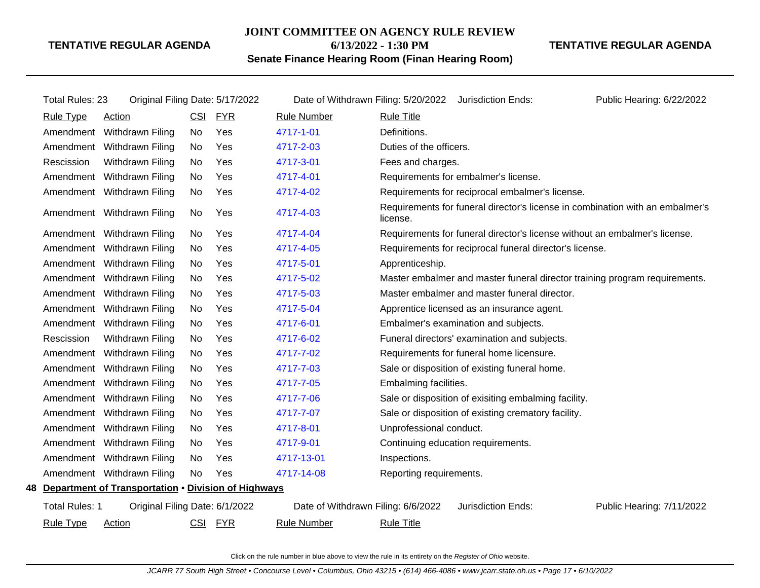Total Rules: 23 Original Filing Date: 5/17/2022 Date of Withdrawn Filing: 5/20/2022 Jurisdiction Ends: Public Hearing: 6/22/2022

| Rule Type | Action | CSI | FYR | Rule Number | Rule Title |
|---|---|---|---|---|---|
| Amendment | Withdrawn Filing | No | Yes | 4717-1-01 | Definitions. |
| Amendment | Withdrawn Filing | No | Yes | 4717-2-03 | Duties of the officers. |
| Rescission | Withdrawn Filing | No | Yes | 4717-3-01 | Fees and charges. |
| Amendment | Withdrawn Filing | No | Yes | 4717-4-01 | Requirements for embalmer's license. |
| Amendment | Withdrawn Filing | No | Yes | 4717-4-02 | Requirements for reciprocal embalmer's license. |
| Amendment | Withdrawn Filing | No | Yes | 4717-4-03 | Requirements for funeral director's license in combination with an embalmer's license. |
| Amendment | Withdrawn Filing | No | Yes | 4717-4-04 | Requirements for funeral director's license without an embalmer's license. |
| Amendment | Withdrawn Filing | No | Yes | 4717-4-05 | Requirements for reciprocal funeral director's license. |
| Amendment | Withdrawn Filing | No | Yes | 4717-5-01 | Apprenticeship. |
| Amendment | Withdrawn Filing | No | Yes | 4717-5-02 | Master embalmer and master funeral director training program requirements. |
| Amendment | Withdrawn Filing | No | Yes | 4717-5-03 | Master embalmer and master funeral director. |
| Amendment | Withdrawn Filing | No | Yes | 4717-5-04 | Apprentice licensed as an insurance agent. |
| Amendment | Withdrawn Filing | No | Yes | 4717-6-01 | Embalmer's examination and subjects. |
| Rescission | Withdrawn Filing | No | Yes | 4717-6-02 | Funeral directors' examination and subjects. |
| Amendment | Withdrawn Filing | No | Yes | 4717-7-02 | Requirements for funeral home licensure. |
| Amendment | Withdrawn Filing | No | Yes | 4717-7-03 | Sale or disposition of existing funeral home. |
| Amendment | Withdrawn Filing | No | Yes | 4717-7-05 | Embalming facilities. |
| Amendment | Withdrawn Filing | No | Yes | 4717-7-06 | Sale or disposition of exisiting embalming facility. |
| Amendment | Withdrawn Filing | No | Yes | 4717-7-07 | Sale or disposition of existing crematory facility. |
| Amendment | Withdrawn Filing | No | Yes | 4717-8-01 | Unprofessional conduct. |
| Amendment | Withdrawn Filing | No | Yes | 4717-9-01 | Continuing education requirements. |
| Amendment | Withdrawn Filing | No | Yes | 4717-13-01 | Inspections. |
| Amendment | Withdrawn Filing | No | Yes | 4717-14-08 | Reporting requirements. |

## 48 Department of Transportation • Division of Highways

Total Rules: 1 Original Filing Date: 6/1/2022 Date of Withdrawn Filing: 6/6/2022 Jurisdiction Ends: Public Hearing: 7/11/2022

| Rule Type | Action | CSI | FYR | Rule Number | Rule Title |
|---|---|---|---|---|---|

Click on the rule number in blue above to view the rule in its entirety on the *Register of Ohio* website.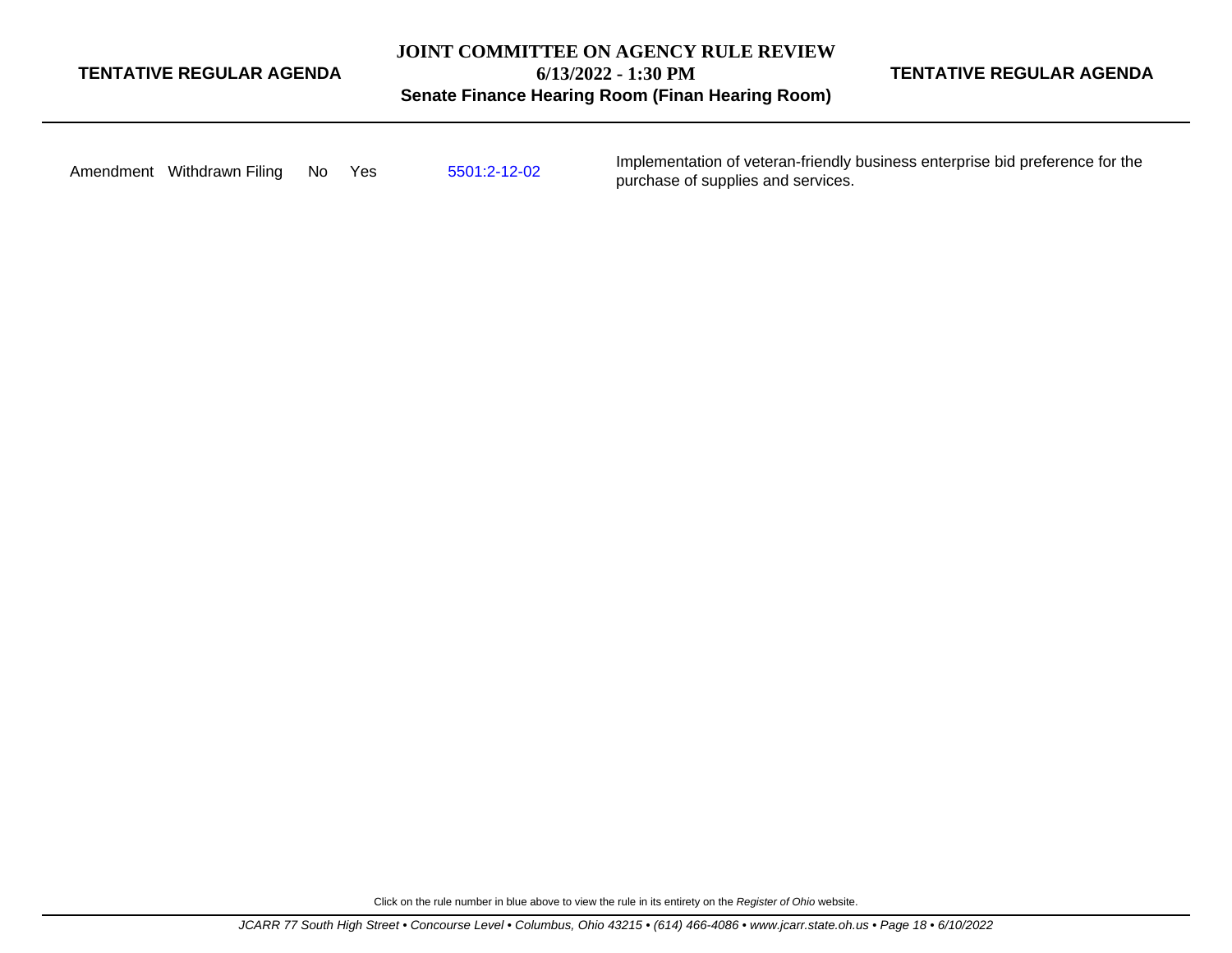| | | | | | |
|---|---|---|---|---|---|
| Amendment | Withdrawn Filing | No | Yes | 5501:2-12-02 | Implementation of veteran-friendly business enterprise bid preference for the purchase of supplies and services. |

Click on the rule number in blue above to view the rule in its entirety on the *Register of Ohio* website.